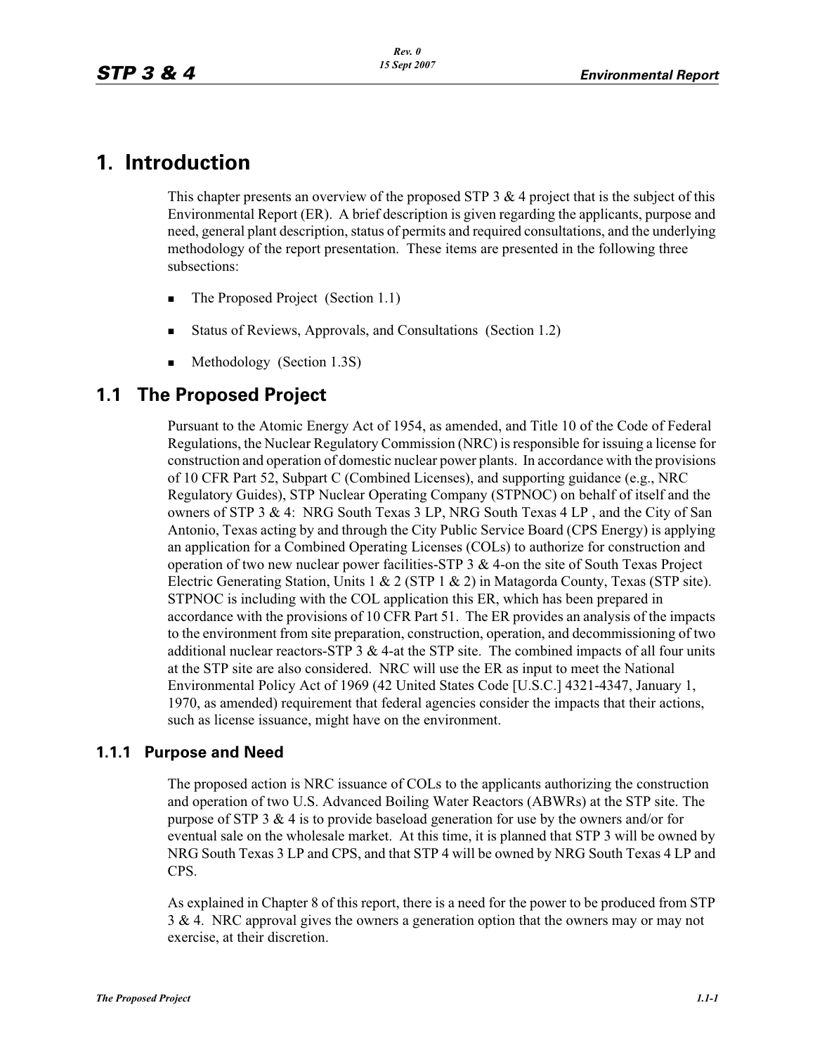# 1. Introduction

This chapter presents an overview of the proposed STP 3 & 4 project that is the subject of this Environmental Report (ER). A brief description is given regarding the applicants, purpose and need, general plant description, status of permits and required consultations, and the underlying methodology of the report presentation. These items are presented in the following three subsections:

- The Proposed Project (Section 1.1)
- Status of Reviews, Approvals, and Consultations (Section 1.2)
- Methodology (Section 1.3S)

## 1.1 The Proposed Project

Pursuant to the Atomic Energy Act of 1954, as amended, and Title 10 of the Code of Federal Regulations, the Nuclear Regulatory Commission (NRC) is responsible for issuing a license for construction and operation of domestic nuclear power plants. In accordance with the provisions of 10 CFR Part 52, Subpart C (Combined Licenses), and supporting guidance (e.g., NRC Regulatory Guides), STP Nuclear Operating Company (STPNOC) on behalf of itself and the owners of STP 3 & 4: NRG South Texas 3 LP, NRG South Texas 4 LP , and the City of San Antonio, Texas acting by and through the City Public Service Board (CPS Energy) is applying an application for a Combined Operating Licenses (COLs) to authorize for construction and operation of two new nuclear power facilities-STP 3 & 4-on the site of South Texas Project Electric Generating Station, Units 1 & 2 (STP 1 & 2) in Matagorda County, Texas (STP site). STPNOC is including with the COL application this ER, which has been prepared in accordance with the provisions of 10 CFR Part 51. The ER provides an analysis of the impacts to the environment from site preparation, construction, operation, and decommissioning of two additional nuclear reactors-STP 3 & 4-at the STP site. The combined impacts of all four units at the STP site are also considered. NRC will use the ER as input to meet the National Environmental Policy Act of 1969 (42 United States Code [U.S.C.] 4321-4347, January 1, 1970, as amended) requirement that federal agencies consider the impacts that their actions, such as license issuance, might have on the environment.

### 1.1.1 Purpose and Need

The proposed action is NRC issuance of COLs to the applicants authorizing the construction and operation of two U.S. Advanced Boiling Water Reactors (ABWRs) at the STP site. The purpose of STP 3 & 4 is to provide baseload generation for use by the owners and/or for eventual sale on the wholesale market. At this time, it is planned that STP 3 will be owned by NRG South Texas 3 LP and CPS, and that STP 4 will be owned by NRG South Texas 4 LP and CPS.

As explained in Chapter 8 of this report, there is a need for the power to be produced from STP 3 & 4. NRC approval gives the owners a generation option that the owners may or may not exercise, at their discretion.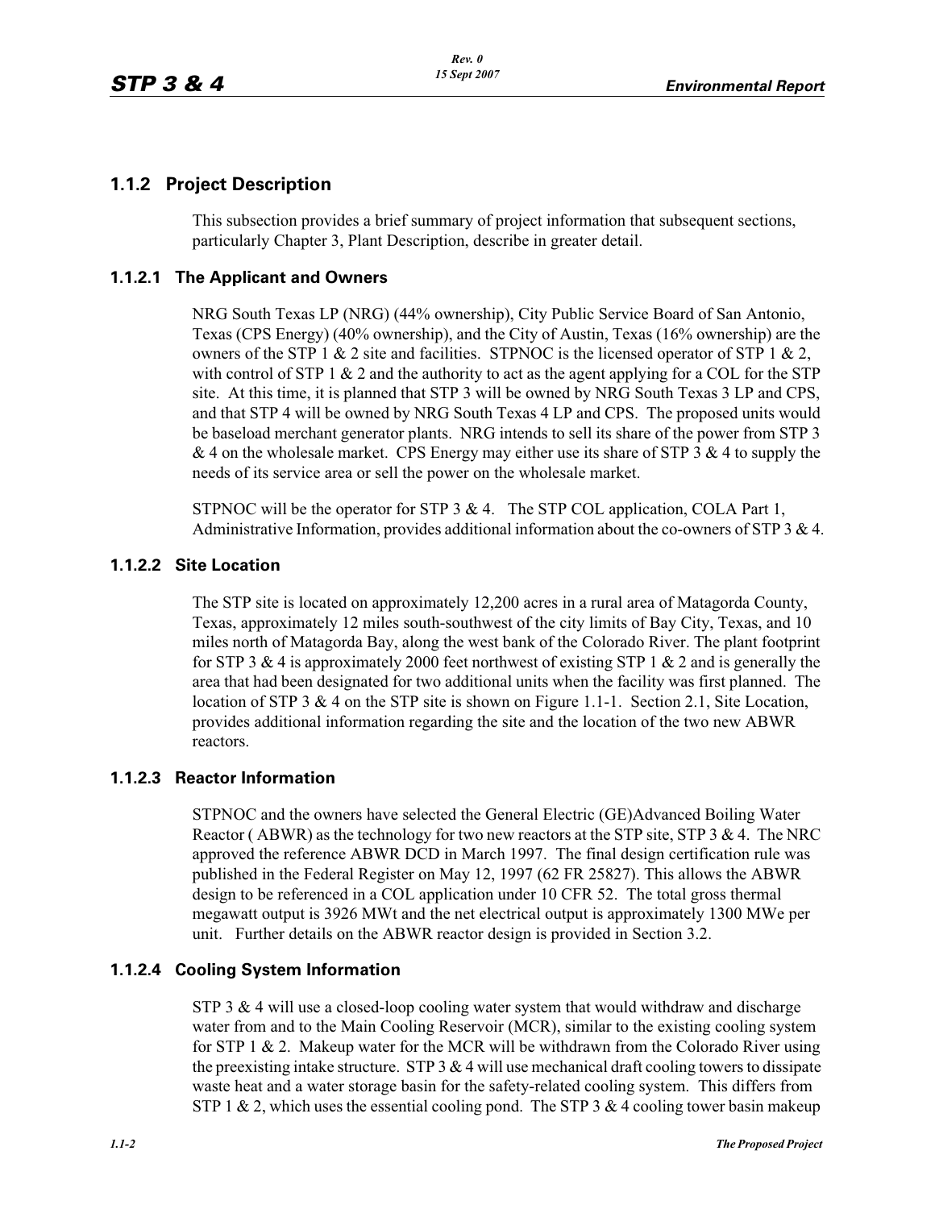## 1.1.2 Project Description

This subsection provides a brief summary of project information that subsequent sections, particularly Chapter 3, Plant Description, describe in greater detail.

### 1.1.2.1 The Applicant and Owners

NRG South Texas LP (NRG) (44% ownership), City Public Service Board of San Antonio, Texas (CPS Energy) (40% ownership), and the City of Austin, Texas (16% ownership) are the owners of the STP 1 & 2 site and facilities. STPNOC is the licensed operator of STP 1 & 2, with control of STP 1 & 2 and the authority to act as the agent applying for a COL for the STP site. At this time, it is planned that STP 3 will be owned by NRG South Texas 3 LP and CPS, and that STP 4 will be owned by NRG South Texas 4 LP and CPS. The proposed units would be baseload merchant generator plants. NRG intends to sell its share of the power from STP 3 & 4 on the wholesale market. CPS Energy may either use its share of STP 3 & 4 to supply the needs of its service area or sell the power on the wholesale market.

STPNOC will be the operator for STP 3 & 4. The STP COL application, COLA Part 1, Administrative Information, provides additional information about the co-owners of STP 3 & 4.

### 1.1.2.2 Site Location

The STP site is located on approximately 12,200 acres in a rural area of Matagorda County, Texas, approximately 12 miles south-southwest of the city limits of Bay City, Texas, and 10 miles north of Matagorda Bay, along the west bank of the Colorado River. The plant footprint for STP 3 & 4 is approximately 2000 feet northwest of existing STP 1 & 2 and is generally the area that had been designated for two additional units when the facility was first planned. The location of STP 3 & 4 on the STP site is shown on Figure 1.1-1. Section 2.1, Site Location, provides additional information regarding the site and the location of the two new ABWR reactors.

### 1.1.2.3 Reactor Information

STPNOC and the owners have selected the General Electric (GE)Advanced Boiling Water Reactor ( ABWR) as the technology for two new reactors at the STP site, STP 3 & 4. The NRC approved the reference ABWR DCD in March 1997. The final design certification rule was published in the Federal Register on May 12, 1997 (62 FR 25827). This allows the ABWR design to be referenced in a COL application under 10 CFR 52. The total gross thermal megawatt output is 3926 MWt and the net electrical output is approximately 1300 MWe per unit. Further details on the ABWR reactor design is provided in Section 3.2.

### 1.1.2.4 Cooling System Information

STP 3 & 4 will use a closed-loop cooling water system that would withdraw and discharge water from and to the Main Cooling Reservoir (MCR), similar to the existing cooling system for STP 1 & 2. Makeup water for the MCR will be withdrawn from the Colorado River using the preexisting intake structure. STP 3 & 4 will use mechanical draft cooling towers to dissipate waste heat and a water storage basin for the safety-related cooling system. This differs from STP 1 & 2, which uses the essential cooling pond. The STP 3 & 4 cooling tower basin makeup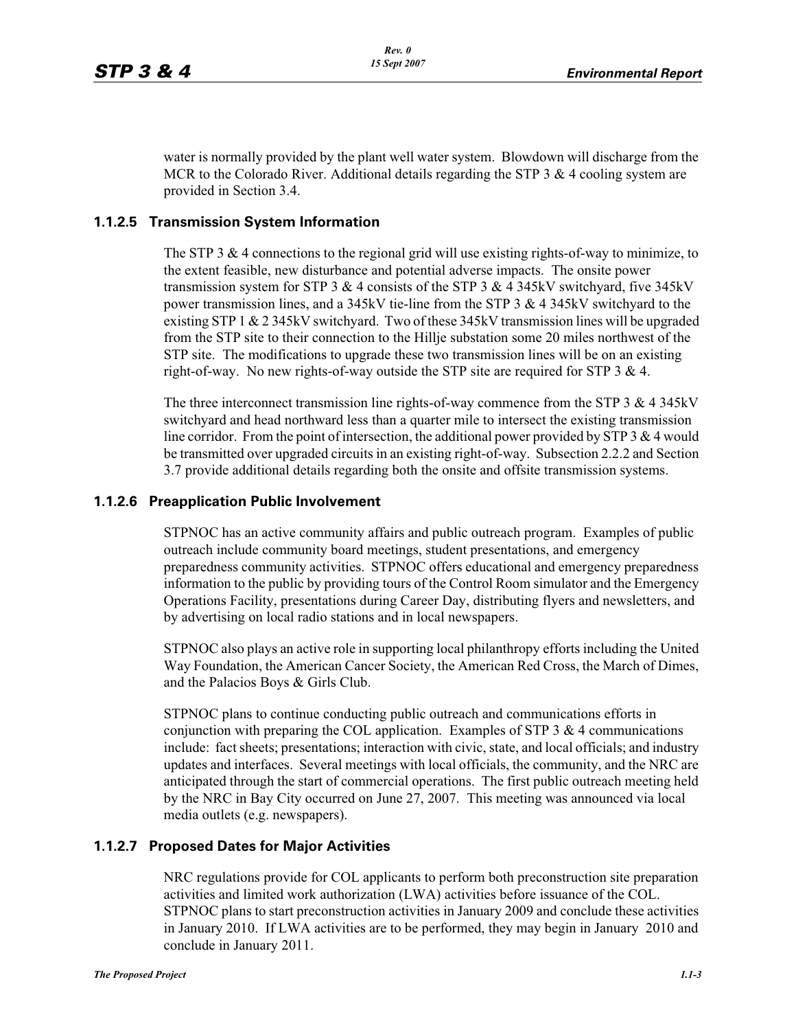water is normally provided by the plant well water system. Blowdown will discharge from the MCR to the Colorado River. Additional details regarding the STP 3 & 4 cooling system are provided in Section 3.4.

### 1.1.2.5 Transmission System Information

The STP 3 & 4 connections to the regional grid will use existing rights-of-way to minimize, to the extent feasible, new disturbance and potential adverse impacts. The onsite power transmission system for STP 3 & 4 consists of the STP 3 & 4 345kV switchyard, five 345kV power transmission lines, and a 345kV tie-line from the STP 3 & 4 345kV switchyard to the existing STP 1 & 2 345kV switchyard. Two of these 345kV transmission lines will be upgraded from the STP site to their connection to the Hillje substation some 20 miles northwest of the STP site. The modifications to upgrade these two transmission lines will be on an existing right-of-way. No new rights-of-way outside the STP site are required for STP 3 & 4.

The three interconnect transmission line rights-of-way commence from the STP 3 & 4 345kV switchyard and head northward less than a quarter mile to intersect the existing transmission line corridor. From the point of intersection, the additional power provided by STP 3 & 4 would be transmitted over upgraded circuits in an existing right-of-way. Subsection 2.2.2 and Section 3.7 provide additional details regarding both the onsite and offsite transmission systems.

### 1.1.2.6 Preapplication Public Involvement

STPNOC has an active community affairs and public outreach program. Examples of public outreach include community board meetings, student presentations, and emergency preparedness community activities. STPNOC offers educational and emergency preparedness information to the public by providing tours of the Control Room simulator and the Emergency Operations Facility, presentations during Career Day, distributing flyers and newsletters, and by advertising on local radio stations and in local newspapers.

STPNOC also plays an active role in supporting local philanthropy efforts including the United Way Foundation, the American Cancer Society, the American Red Cross, the March of Dimes, and the Palacios Boys & Girls Club.

STPNOC plans to continue conducting public outreach and communications efforts in conjunction with preparing the COL application. Examples of STP 3 & 4 communications include: fact sheets; presentations; interaction with civic, state, and local officials; and industry updates and interfaces. Several meetings with local officials, the community, and the NRC are anticipated through the start of commercial operations. The first public outreach meeting held by the NRC in Bay City occurred on June 27, 2007. This meeting was announced via local media outlets (e.g. newspapers).

### 1.1.2.7 Proposed Dates for Major Activities

NRC regulations provide for COL applicants to perform both preconstruction site preparation activities and limited work authorization (LWA) activities before issuance of the COL. STPNOC plans to start preconstruction activities in January 2009 and conclude these activities in January 2010. If LWA activities are to be performed, they may begin in January 2010 and conclude in January 2011.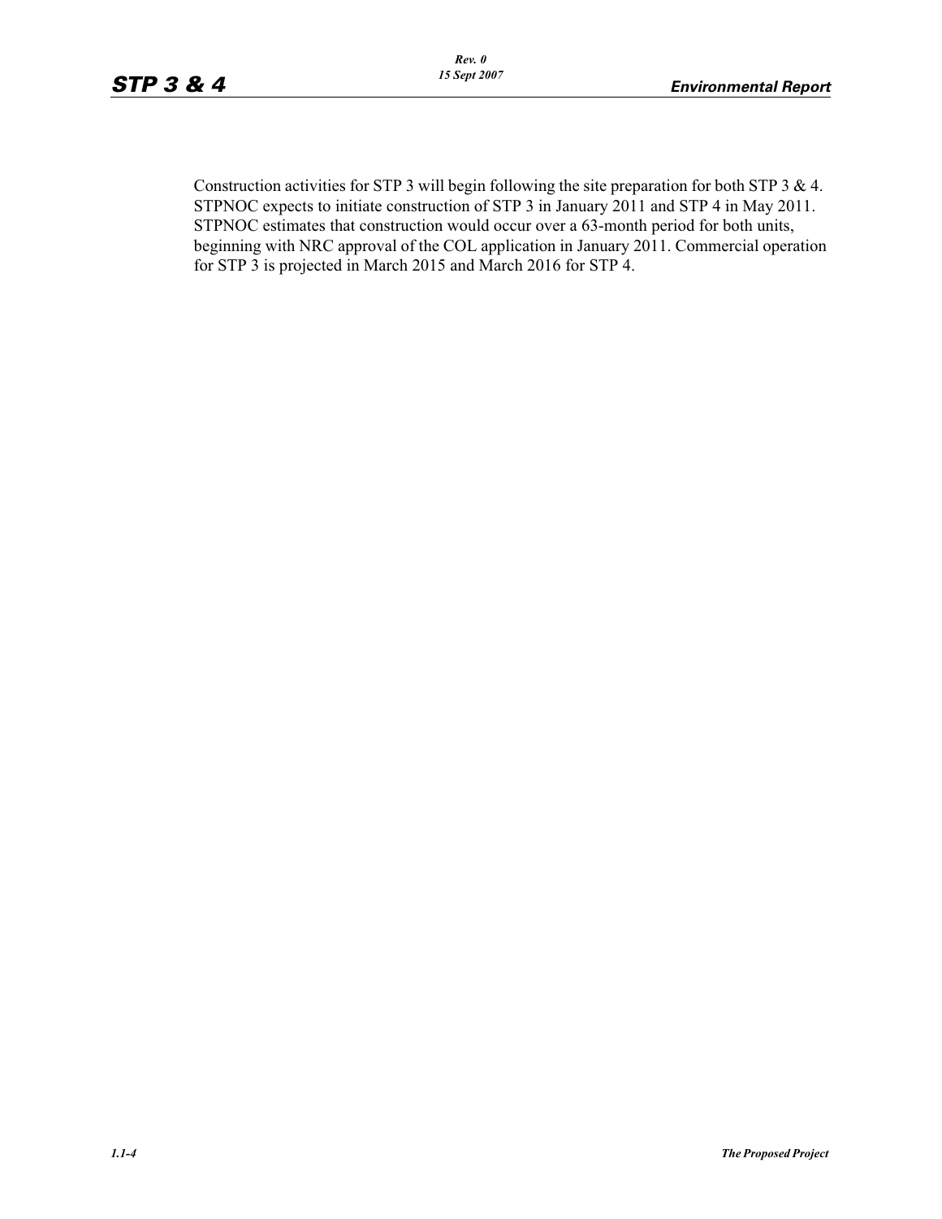Construction activities for STP 3 will begin following the site preparation for both STP 3 & 4. STPNOC expects to initiate construction of STP 3 in January 2011 and STP 4 in May 2011. STPNOC estimates that construction would occur over a 63-month period for both units, beginning with NRC approval of the COL application in January 2011. Commercial operation for STP 3 is projected in March 2015 and March 2016 for STP 4.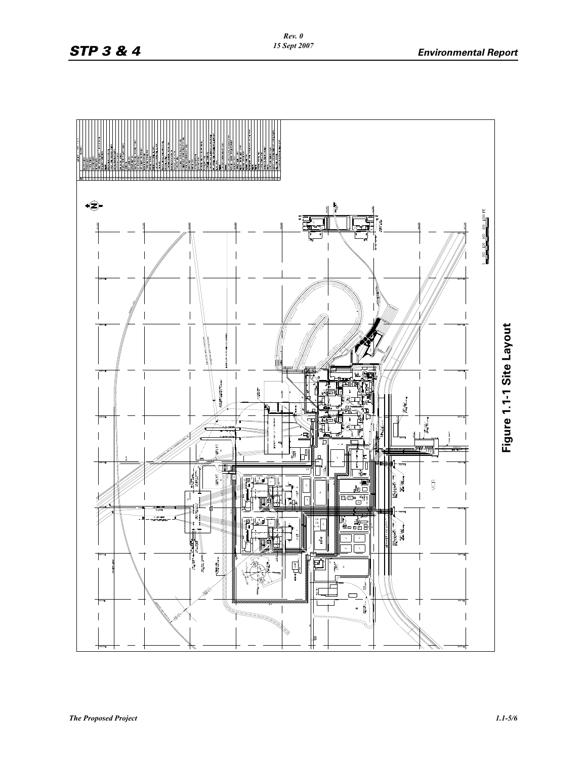Figure 1.1-1 Site Layout